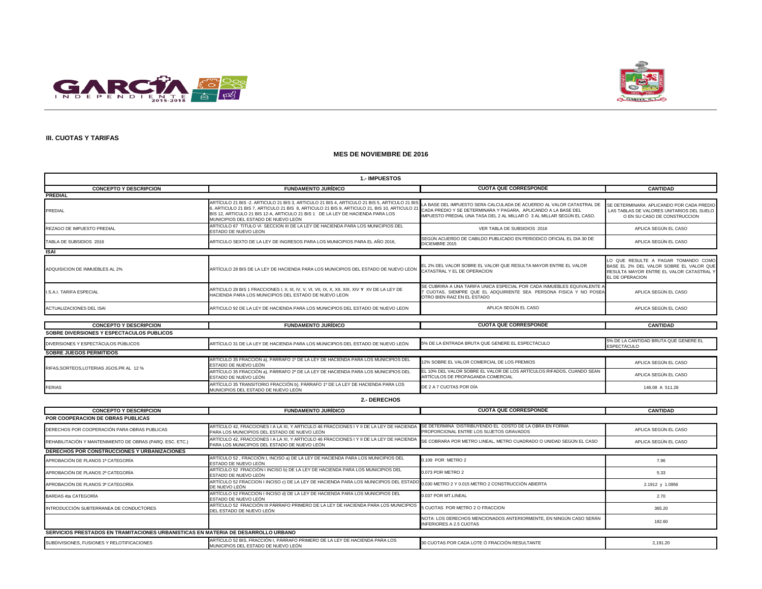## III. CUOTAS Y TARIFAS

### MES DE NOVIEMBRE DE 2016

#### 1.- IMPUESTOS

| CONCEPTO Y DESCRIPCION | FUNDAMENTO JURÍDICO | CUOTA QUE CORRESPONDE | CANTIDAD |
|---|---|---|---|
| **PREDIAL** | | | |
| PREDIAL | ARTÍCULO 21 BIS -2. ARTICULO 21 BIS 3, ARTICULO 21 BIS 4, ARTICULO 21 BIS 5, ARTICULO 21 BIS 6, ARTICULO 21 BIS 7, ARTICULO 21 BIS 8, ARTICULO 21 BIS 9, ARTICULO 21, BIS 10, ARTICULO 21 BIS 12, ARTICULO 21 BIS 12-A, ARTICULO 21 BIS 1 DE LA LEY DE HACIENDA PARA LOS MUNICIPIOS DEL ESTADO DE NUEVO LEÓN | LA BASE DEL IMPUESTO SERA CALCULADA DE ACUERDO AL VALOR CATASTRAL DE CADA PREDIO Y SE DETERMINARA Y PAGARA, APLICANDO A LA BASE DEL IMPUESTO PREDIAL UNA TASA DEL 2 AL MILLAR Ó 3 AL MILLAR SEGÚN EL CASO. | SE DETERMINARA APLICANDO POR CADA PREDIO LAS TABLAS DE VALORES UNITARIOS DEL SUELO O EN SU CASO DE CONSTRUCCION |
| REZAGO DE IMPUESTO PREDIAL | ARTICULO 67 TITULO VI SECCION III DE LA LEY DE HACIENDA PARA LOS MUNICIPIOS DEL ESTADO DE NUEVO LEON | VER TABLA DE SUBSIDIOS 2016 | APLICA SEGÚN EL CASO |
| TABLA DE SUBSIDIOS 2016 | ARTICULO SEXTO DE LA LEY DE INGRESOS PARA LOS MUNICIPIOS PARA EL AÑO 2016, | SEGÚN ACUERDO DE CABILDO PUBLICADO EN PERIODICO OFICIAL EL DIA 30 DE DICIEMBRE 2015 | APLICA SEGÚN EL CASO |
| **ISAI** | | | |
| ADQUISICION DE INMUEBLES AL 2% | ARTÍCULO 28 BIS DE LA LEY DE HACIENDA PARA LOS MUNICIPIOS DEL ESTADO DE NUEVO LEON | EL 2% DEL VALOR SOBRE EL VALOR QUE RESULTA MAYOR ENTRE EL VALOR CATASTRAL Y EL DE OPERACION | LO QUE RESULTE A PAGAR TOMANDO COMO BASE EL 2% DEL VALOR SOBRE EL VALOR QUE RESULTA MAYOR ENTRE EL VALOR CATASTRAL Y EL DE OPERACION |
| I.S.A.I. TARIFA ESPECIAL | ARTICULO 28 BIS 1 FRACCIONES I, II, III, IV, V, VI, VII, VIII, IX, X, XII, XIII, XIV Y XV DE LA LEY DE HACIENDA PARA LOS MUNICIPIOS DEL ESTADO DE NUEVO LEON | SE CUBRIRA A UNA TARIFA UNICA ESPECIAL POR CADA INMUEBLES EQUIVALENTE A 7 CUOTAS, SIEMPRE QUE EL ADQUIRIENTE SEA PERSONA FISICA Y NO POSEA OTRO BIEN RAIZ EN EL ESTADO | APLICA SEGÚN EL CASO |
| ACTUALIZACIONES DEL ISAI | ARTICULO 92 DE LA LEY DE HACIENDA PARA LOS MUNICIPIOS DEL ESTADO DE NUEVO LEON | APLICA SEGÚN EL CASO | APLICA SEGÚN EL CASO |

| CONCEPTO Y DESCRIPCION | FUNDAMENTO JURÍDICO | CUOTA QUE CORRESPONDE | CANTIDAD |
|---|---|---|---|
| **SOBRE DIVERSIONES Y ESPECTACULOS PUBLICOS** | | | |
| DIVERSIONES Y ESPECTÁCULOS PÚBLICOS | ARTÍCULO 31 DE LA LEY DE HACIENDA PARA LOS MUNICIPIOS DEL ESTADO DE NUEVO LEÓN | 5% DE LA ENTRADA BRUTA QUE GENERE EL ESPECTÁCULO | 5% DE LA CANTIDAD BRUTA QUE GENERE EL ESPECTÁCULO |
| **SOBRE JUEGOS PERMITIDOS** | | | |
| RIFAS,SORTEOS,LOTERIAS JGOS.PR AL 12 % | ARTÍCULO 35 FRACCIÓN a), PÁRRAFO 1º DE LA LEY DE HACIENDA PARA LOS MUNICIPIOS DEL ESTADO DE NUEVO LEÓN | 12% SOBRE EL VALOR COMERCIAL DE LOS PREMIOS | APLICA SEGÚN EL CASO |
| | ARTÍCULO 35 FRACCIÓN a), PÁRRAFO 2º DE LA LEY DE HACIENDA PARA LOS MUNICIPIOS DEL ESTADO DE NUEVO LEÓN | EL 10% DEL VALOR SOBRE EL VALOR DE LOS ARTÍCULOS RIFADOS, CUANDO SEAN ARTÍCULOS DE PROPAGANDA COMERCIAL | APLICA SEGÚN EL CASO |
| FERIAS | ARTÍCULO 35 TRANSITORIO FRACCIÓN b), PÁRRAFO 1º DE LA LEY DE HACIENDA PARA LOS MUNICIPIOS DEL ESTADO DE NUEVO LEÓN | DE 2 A 7 CUOTAS POR DÍA | 146.08 A 511.28 |

#### 2.- DERECHOS

| CONCEPTO Y DESCRIPCION | FUNDAMENTO JURÍDICO | CUOTA QUE CORRESPONDE | CANTIDAD |
|---|---|---|---|
| **POR COOPERACION DE OBRAS PUBLICAS** | | | |
| DERECHOS POR COOPERACIÓN PARA OBRAS PUBLICAS | ARTÍCULO 42, FRACCIONES I A LA XI, Y ARTICULO 46 FRACCIONES I Y II DE LA LEY DE HACIENDA PARA LOS MUNICIPIOS DEL ESTADO DE NUEVO LEÓN | SE DETERMINA DISTRIBUYENDO EL COSTO DE LA OBRA EN FORMA PROPORCIONAL ENTRE LOS SUJETOS GRAVADOS | APLICA SEGÚN EL CASO |
| REHABILITACIÓN Y MANTENIMIENTO DE OBRAS (PARQ. ESC. ETC.) | ARTÍCULO 42, FRACCIONES I A LA XI, Y ARTICULO 46 FRACCIONES I Y II DE LA LEY DE HACIENDA PARA LOS MUNICIPIOS DEL ESTADO DE NUEVO LEÓN | SE COBRARA POR METRO LINEAL, METRO CUADRADO O UNIDAD SEGÚN EL CASO | APLICA SEGÚN EL CASO |
| **DERECHOS POR CONSTRUCCIONES Y URBANIZACIONES** | | | |
| APROBACIÓN DE PLANOS 1ª CATEGORÍA | ARTÍCULO 52 , FRACCIÓN I, INCISO a) DE LA LEY DE HACIENDA PARA LOS MUNICIPIOS DEL ESTADO DE NUEVO LEÓN | 0.109 POR METRO 2 | 7.96 |
| APROBACIÓN DE PLANOS 2ª CATEGORÍA | ARTÍCULO 52 FRACCIÓN I INCISO b) DE LA LEY DE HACIENDA PARA LOS MUNICIPIOS DEL ESTADO DE NUEVO LEÓN | 0.073 POR METRO 2 | 5.33 |
| APROBACIÓN DE PLANOS 3ª CATEGORÍA | ARTÍCULO 52 FRACCION I INCISO c) DE LA LEY DE HACIENDA PARA LOS MUNICIPIOS DEL ESTADO DE NUEVO LEÓN | 0.030 METRO 2 Y 0.015 METRO 2 CONSTRUCCIÓN ABIERTA | 2.1912 y 1.0956 |
| BARDAS 4ta CATEGORÍA | ARTÍCULO 52 FRACCION I INCISO d) DE LA LEY DE HACIENDA PARA LOS MUNICIPIOS DEL ESTADO DE NUEVO LEÓN | 0.037 POR MT.LINEAL | 2.70 |
| INTRODUCCIÓN SUBTERRANEA DE CONDUCTORES | ARTÍCULO 52 FRACCIÓN III PÁRRAFO PRIMERO DE LA LEY DE HACIENDA PARA LOS MUNICIPIOS DEL ESTADO DE NUEVO LEÓN | 5 CUOTAS POR METRO 2 O FRACCION | 365.20 |
| | | NOTA: LOS DERECHOS MENCIONADOS ANTERIORMENTE, EN NINGÚN CASO SERÁN INFERIORES A 2.5 CUOTAS | 182.60 |
| **SERVICIOS PRESTADOS EN TRAMITACIONES URBANISTICAS EN MATERIA DE DESARROLLO URBANO** | | | |
| SUBDIVISIONES, FUSIONES Y RELOTIFICACIONES | ARTÍCULO 52 BIS, FRACCIÓN I, PÁRRAFO PRIMERO DE LA LEY DE HACIENDA PARA LOS MUNICIPIOS DEL ESTADO DE NUEVO LEÓN | 30 CUOTAS POR CADA LOTE Ó FRACCIÓN RESULTANTE | 2,191.20 |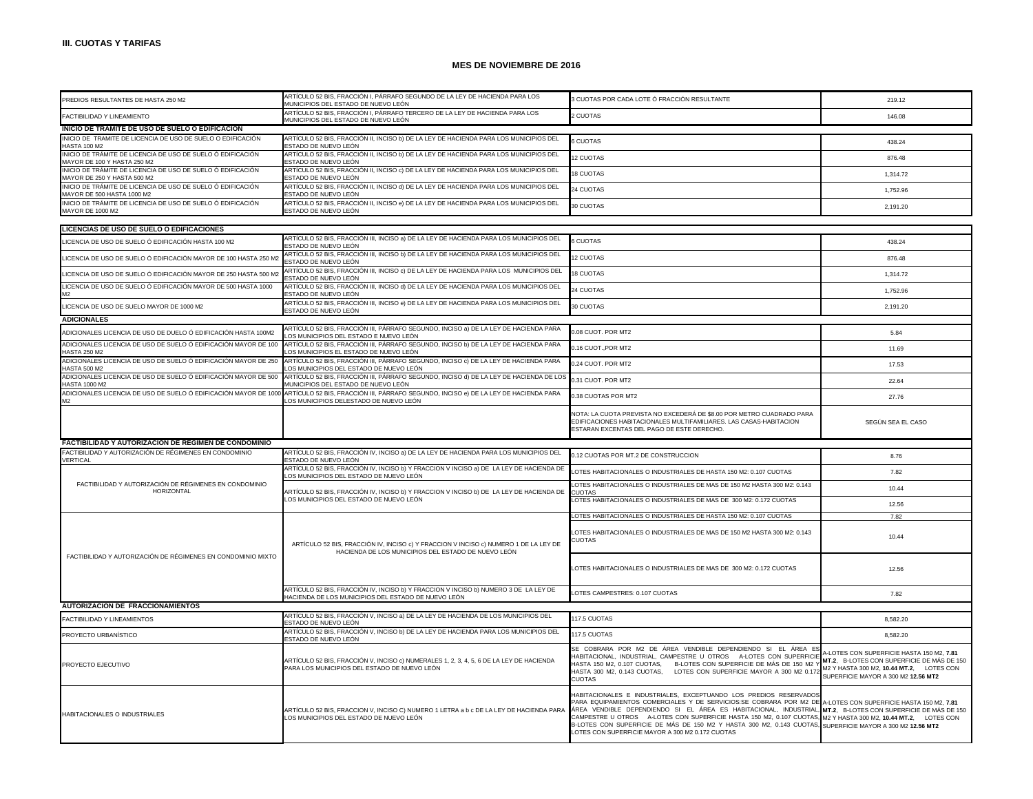## III. CUOTAS Y TARIFAS

### MES DE NOVIEMBRE DE 2016

| | | | |
|---|---|---|---|
| PREDIOS RESULTANTES DE HASTA 250 M2 | ARTÍCULO 52 BIS, FRACCIÓN I, PÁRRAFO SEGUNDO DE LA LEY DE HACIENDA PARA LOS MUNICIPIOS DEL ESTADO DE NUEVO LEÓN | 3 CUOTAS POR CADA LOTE Ó FRACCIÓN RESULTANTE | 219.12 |
| FACTIBILIDAD Y LINEAMIENTO | ARTÍCULO 52 BIS, FRACCIÓN I, PÁRRAFO TERCERO DE LA LEY DE HACIENDA PARA LOS MUNICIPIOS DEL ESTADO DE NUEVO LEÓN | 2 CUOTAS | 146.08 |
| **INICIO DE TRAMITE DE USO DE SUELO O EDIFICACIÓN** | | | |
| INICIO DE TRAMITE DE LICENCIA DE USO DE SUELO O EDIFICACIÓN HASTA 100 M2 | ARTÍCULO 52 BIS, FRACCIÓN II, INCISO b) DE LA LEY DE HACIENDA PARA LOS MUNICIPIOS DEL ESTADO DE NUEVO LEÓN | 6 CUOTAS | 438.24 |
| INICIO DE TRÁMITE DE LICENCIA DE USO DE SUELO Ó EDIFICACIÓN MAYOR DE 100 Y HASTA 250 M2 | ARTÍCULO 52 BIS, FRACCIÓN II, INCISO b) DE LA LEY DE HACIENDA PARA LOS MUNICIPIOS DEL ESTADO DE NUEVO LEÓN | 12 CUOTAS | 876.48 |
| INICIO DE TRÁMITE DE LICENCIA DE USO DE SUELO Ó EDIFICACIÓN MAYOR DE 250 Y HASTA 500 M2 | ARTÍCULO 52 BIS, FRACCIÓN II, INCISO c) DE LA LEY DE HACIENDA PARA LOS MUNICIPIOS DEL ESTADO DE NUEVO LEÓN | 18 CUOTAS | 1,314.72 |
| INICIO DE TRÁMITE DE LICENCIA DE USO DE SUELO Ó EDIFICACIÓN MAYOR DE 500 HASTA 1000 M2 | ARTÍCULO 52 BIS, FRACCIÓN II, INCISO d) DE LA LEY DE HACIENDA PARA LOS MUNICIPIOS DEL ESTADO DE NUEVO LEÓN | 24 CUOTAS | 1,752.96 |
| INICIO DE TRÁMITE DE LICENCIA DE USO DE SUELO Ó EDIFICACIÓN MAYOR DE 1000 M2 | ARTÍCULO 52 BIS, FRACCIÓN II, INCISO e) DE LA LEY DE HACIENDA PARA LOS MUNICIPIOS DEL ESTADO DE NUEVO LEÓN | 30 CUOTAS | 2,191.20 |
| **LICENCIAS DE USO DE SUELO O EDIFICACIONES** | | | |
| LICENCIA DE USO DE SUELO Ó EDIFICACIÓN HASTA 100 M2 | ARTÍCULO 52 BIS, FRACCIÓN III, INCISO a) DE LA LEY DE HACIENDA PARA LOS MUNICIPIOS DEL ESTADO DE NUEVO LEÓN | 6 CUOTAS | 438.24 |
| LICENCIA DE USO DE SUELO Ó EDIFICACIÓN MAYOR DE 100 HASTA 250 M2 | ARTÍCULO 52 BIS, FRACCIÓN III, INCISO b) DE LA LEY DE HACIENDA PARA LOS MUNICIPIOS DEL ESTADO DE NUEVO LEÓN | 12 CUOTAS | 876.48 |
| LICENCIA DE USO DE SUELO Ó EDIFICACIÓN MAYOR DE 250 HASTA 500 M2 | ARTÍCULO 52 BIS, FRACCIÓN III, INCISO c) DE LA LEY DE HACIENDA PARA LOS MUNICIPIOS DEL ESTADO DE NUEVO LEÓN | 18 CUOTAS | 1,314.72 |
| LICENCIA DE USO DE SUELO Ó EDIFICACIÓN MAYOR DE 500 HASTA 1000 M2 | ARTÍCULO 52 BIS, FRACCIÓN III, INCISO d) DE LA LEY DE HACIENDA PARA LOS MUNICIPIOS DEL ESTADO DE NUEVO LEÓN | 24 CUOTAS | 1,752.96 |
| LICENCIA DE USO DE SUELO MAYOR DE 1000 M2 | ARTÍCULO 52 BIS, FRACCIÓN III, INCISO e) DE LA LEY DE HACIENDA PARA LOS MUNICIPIOS DEL ESTADO DE NUEVO LEÓN | 30 CUOTAS | 2,191.20 |
| **ADICIONALES** | | | |
| ADICIONALES LICENCIA DE USO DE DUELO Ó EDIFICACIÓN HASTA 100M2 | ARTÍCULO 52 BIS, FRACCIÓN III, PÁRRAFO SEGUNDO, INCISO a) DE LA LEY DE HACIENDA PARA LOS MUNICIPIOS DEL ESTADO E NUEVO LEÓN | 0.08 CUOT. POR MT2 | 5.84 |
| ADICIONALES LICENCIA DE USO DE SUELO Ó EDIFICACIÓN MAYOR DE 100 HASTA 250 M2 | ARTÍCULO 52 BIS, FRACCIÓN III, PÁRRAFO SEGUNDO, INCISO b) DE LA LEY DE HACIENDA PARA LOS MUNICIPIOS EL ESTADO DE NUEVO LEÓN | 0.16 CUOT.,POR MT2 | 11.69 |
| ADICIONALES LICENCIA DE USO DE SUELO Ó EDIFICACIÓN MAYOR DE 250 HASTA 500 M2 | ARTÍCULO 52 BIS, FRACCIÓN III, PÁRRAFO SEGUNDO, INCISO c) DE LA LEY DE HACIENDA PARA LOS MUNICIPIOS DEL ESTADO DE NUEVO LEÓN | 0.24 CUOT. POR MT2 | 17.53 |
| ADICIONALES LICENCIA DE USO DE SUELO Ó EDIFICACIÓN MAYOR DE 500 HASTA 1000 M2 | ARTÍCULO 52 BIS, FRACCIÓN III, PÁRRAFO SEGUNDO, INCISO d) DE LA LEY DE HACIENDA DE LOS MUNICIPIOS DEL ESTADO DE NUEVO LEÓN | 0.31 CUOT. POR MT2 | 22.64 |
| ADICIONALES LICENCIA DE USO DE SUELO Ó EDIFICACIÓN MAYOR DE 1000 M2 | ARTÍCULO 52 BIS, FRACCIÓN III, PÁRRAFO SEGUNDO, INCISO e) DE LA LEY DE HACIENDA PARA LOS MUNICIPIOS DELESTADO DE NUEVO LEÓN | 0.38 CUOTAS POR MT2 | 27.76 |
| | | NOTA: LA CUOTA PREVISTA NO EXCEDERÁ DE $8.00 POR METRO CUADRADO PARA EDIFICACIONES HABITACIONALES MULTIFAMILIARES. LAS CASAS-HABITACION ESTARAN EXCENTAS DEL PAGO DE ESTE DERECHO. | SEGÚN SEA EL CASO |
| **FACTIBILIDAD Y AUTORIZACIÓN DE RÉGIMEN DE CONDOMINIO** | | | |
| FACTIBILIDAD Y AUTORIZACIÓN DE RÉGIMENES EN CONDOMINIO VERTICAL | ARTÍCULO 52 BIS, FRACCIÓN IV, INCISO a) DE LA LEY DE HACIENDA PARA LOS MUNICIPIOS DEL ESTADO DE NUEVO LEÓN | 0.12 CUOTAS POR MT.2 DE CONSTRUCCION | 8.76 |
| FACTIBILIDAD Y AUTORIZACIÓN DE RÉGIMENES EN CONDOMINIO HORIZONTAL | ARTÍCULO 52 BIS, FRACCIÓN IV, INCISO b) Y FRACCION V INCISO a) DE LA LEY DE HACIENDA DE LOS MUNICIPIOS DEL ESTADO DE NUEVO LEÓN | LOTES HABITACIONALES O INDUSTRIALES DE HASTA 150 M2: 0.107 CUOTAS | 7.82 |
| | ARTÍCULO 52 BIS, FRACCIÓN IV, INCISO b) Y FRACCION V INCISO b) DE LA LEY DE HACIENDA DE LOS MUNICIPIOS DEL ESTADO DE NUEVO LEÓN | LOTES HABITACIONALES O INDUSTRIALES DE MAS DE 150 M2 HASTA 300 M2: 0.143 CUOTAS | 10.44 |
| | | LOTES HABITACIONALES O INDUSTRIALES DE MAS DE 300 M2: 0.172 CUOTAS | 12.56 |
| FACTIBILIDAD Y AUTORIZACIÓN DE RÉGIMENES EN CONDOMINIO MIXTO | ARTÍCULO 52 BIS, FRACCIÓN IV, INCISO c) Y FRACCION V INCISO c) NUMERO 1 DE LA LEY DE HACIENDA DE LOS MUNICIPIOS DEL ESTADO DE NUEVO LEÓN | LOTES HABITACIONALES O INDUSTRIALES DE HASTA 150 M2: 0.107 CUOTAS | 7.82 |
| | | LOTES HABITACIONALES O INDUSTRIALES DE MAS DE 150 M2 HASTA 300 M2: 0.143 CUOTAS | 10.44 |
| | | LOTES HABITACIONALES O INDUSTRIALES DE MAS DE 300 M2: 0.172 CUOTAS | 12.56 |
| | ARTÍCULO 52 BIS, FRACCIÓN IV, INCISO b) Y FRACCION V INCISO b) NUMERO 3 DE LA LEY DE HACIENDA DE LOS MUNICIPIOS DEL ESTADO DE NUEVO LEÓN | LOTES CAMPESTRES: 0.107 CUOTAS | 7.82 |
| **AUTORIZACION DE FRACCIONAMIENTOS** | | | |
| FACTIBILIDAD Y LINEAMIENTOS | ARTÍCULO 52 BIS, FRACCIÓN V, INCISO a) DE LA LEY DE HACIENDA DE LOS MUNICIPIOS DEL ESTADO DE NUEVO LEÓN | 117.5 CUOTAS | 8,582.20 |
| PROYECTO URBANÍSTICO | ARTÍCULO 52 BIS, FRACCIÓN V, INCISO b) DE LA LEY DE HACIENDA PARA LOS MUNICIPIOS DEL ESTADO DE NUEVO LEÓN | 117.5 CUOTAS | 8,582.20 |
| PROYECTO EJECUTIVO | ARTÍCULO 52 BIS, FRACCIÓN V, INCISO c) NUMERALES 1, 2, 3, 4, 5, 6 DE LA LEY DE HACIENDA PARA LOS MUNICIPIOS DEL ESTADO DE NUEVO LEÓN | SE COBRARA POR M2 DE ÁREA VENDIBLE DEPENDIENDO SI EL ÁREA ES HABITACIONAL, INDUSTRIAL, CAMPESTRE U OTROS A-LOTES CON SUPERFICIE HASTA 150 M2, 0.107 CUOTAS, B-LOTES CON SUPERFICIE DE MÁS DE 150 M2 Y HASTA 300 M2, 0.143 CUOTAS, LOTES CON SUPERFICIE MAYOR A 300 M2 0.172 CUOTAS | A-LOTES CON SUPERFICIE HASTA 150 M2, **7.81 MT.2**, B-LOTES CON SUPERFICIE DE MÁS DE 150 M2 Y HASTA 300 M2, **10.44 MT.2**, LOTES CON SUPERFICIE MAYOR A 300 M2 **12.56 MT2** |
| HABITACIONALES O INDUSTRIALES | ARTÍCULO 52 BIS, FRACCION V, INCISO C) NUMERO 1 LETRA a b c DE LA LEY DE HACIENDA PARA LOS MUNICIPIOS DEL ESTADO DE NUEVO LEÓN | HABITACIONALES E INDUSTRIALES, EXCEPTUANDO LOS PREDIOS RESERVADOS PARA EQUIPAMIENTOS COMERCIALES Y DE SERVICIOS:SE COBRARA POR M2 DE ÁREA VENDIBLE DEPENDIENDO SI EL ÁREA ES HABITACIONAL, INDUSTRIAL, CAMPESTRE U OTROS A-LOTES CON SUPERFICIE HASTA 150 M2, 0.107 CUOTAS, B-LOTES CON SUPERFICIE DE MÁS DE 150 M2 Y HASTA 300 M2, 0.143 CUOTAS, LOTES CON SUPERFICIE MAYOR A 300 M2 0.172 CUOTAS | A-LOTES CON SUPERFICIE HASTA 150 M2, **7.81 MT.2**, B-LOTES CON SUPERFICIE DE MÁS DE 150 M2 Y HASTA 300 M2, **10.44 MT.2**, LOTES CON SUPERFICIE MAYOR A 300 M2 **12.56 MT2** |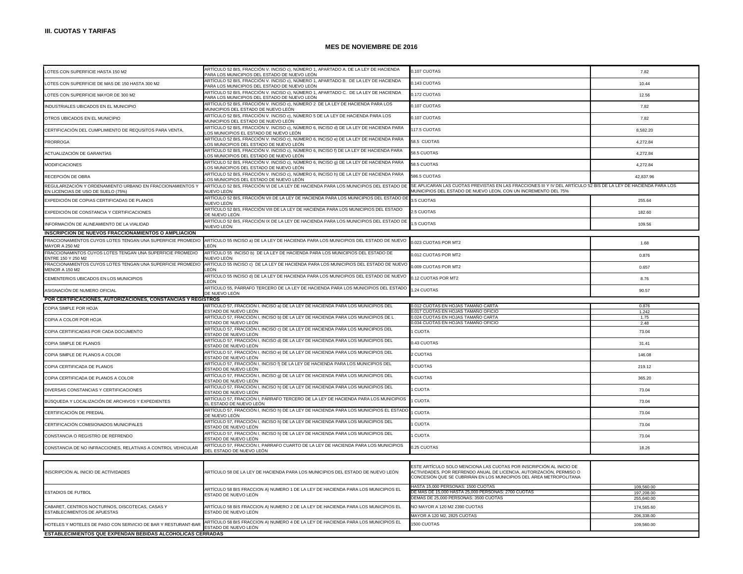### III. CUOTAS Y TARIFAS

#### MES DE NOVIEMBRE DE 2016

| | | | |
|---|---|---|---|
| LOTES CON SUPERFICIE HASTA 150 M2 | ARTÍCULO 52 BIS, FRACCIÓN V. INCISO c), NÚMERO 1, APARTADO A. DE LA LEY DE HACIENDA PARA LOS MUNICIPIOS DEL ESTADO DE NUEVO LEÓN | 0.107 CUOTAS | 7.82 |
| LOTES CON SUPERFICIE DE MAS DE 150 HASTA 300 M2 | ARTÍCULO 52 BIS, FRACCIÓN V. INCISO c), NÚMERO 1, APARTADO B. DE LA LEY DE HACIENDA PARA LOS MUNICIPIOS DEL ESTADO DE NUEVO LEÓN | 0.143 CUOTAS | 10.44 |
| LOTES CON SUPERFICIE MAYOR DE 300 M2 | ARTÍCULO 52 BIS, FRACCIÓN V. INCISO c), NÚMERO 1, APARTADO C. DE LA LEY DE HACIENDA PARA LOS MUNICIPIOS DEL ESTADO DE NUEVO LEÓN | 0.172 CUOTAS | 12.56 |
| INDUSTRIALES UBICADOS EN EL MUNICIPIO | ARTÍCULO 52 BIS, FRACCIÓN V. INCISO c), NÚMERO 2 DE LA LEY DE HACIENDA PARA LOS MUNICIPIOS DEL ESTADO DE NUEVO LEÓN | 0.107 CUOTAS | 7.82 |
| OTROS UBICADOS EN EL MUNICIPIO | ARTÍCULO 52 BIS, FRACCIÓN V. INCISO c), NÚMERO 5 DE LA LEY DE HACIENDA PARA LOS MUNICIPIOS DEL ESTADO DE NUEVO LEÓN | 0.107 CUOTAS | 7.82 |
| CERTIFICACIÓN DEL CUMPLIMIENTO DE REQUSITOS PARA VENTA. | ARTÍCULO 52 BIS, FRACCIÓN V. INCISO c), NÚMERO 6, INCISO d) DE LA LEY DE HACIENDA PARA LOS MUNICIPIOS EL ESTADO DE NUEVO LEÓN | 117.5 CUOTAS | 8,582.20 |
| PRORROGA | ARTÍCULO 52 BIS, FRACCIÓN V. INCISO c), NÚMERO 6, INCISO e) DE LA LEY DE HACIENDA PARA LOS MUNICIPIOS DEL ESTADO DE NUEVO LEÓN | 58.5 CUOTAS | 4,272.84 |
| ACTUALIZACIÓN DE GARANTÍAS | ARTÍCULO 52 BIS, FRACCIÓN V. INCISO c), NÚMERO 6, INCISO f) DE LA LEY DE HACIENDA PARA LOS MUNICIPIOS DEL ESTADO DE NUEVO LEÓN | 58.5 CUOTAS | 4,272.84 |
| MODIFICACIONES | ARTÍCULO 52 BIS, FRACCIÓN V. INCISO c), NÚMERO 6, INCISO g) DE LA LEY DE HACIENDA PARA LOS MUNICIPIOS DEL ESTADO DE NUEVO LEÓN | 58.5 CUOTAS | 4,272.84 |
| RECEPCIÓN DE OBRA | ARTÍCULO 52 BIS, FRACCIÓN V. INCISO c), NÚMERO 6, INCISO h) DE LA LEY DE HACIENDA PARA LOS MUNICIPIOS DEL ESTADO DE NUEVO LEÓN | 586.5 CUOTAS | 42,837.96 |
| REGULARIZACIÓN Y ORDENAMIENTO URBANO EN FRACCIONAMIENTOS Y EN LICENCIAS DE USO DE SUELO (75%) | ARTÍCULO 52 BIS, FRACCIÓN VI DE LA LEY DE HACIENDA PARA LOS MUNICIPIOS DEL ESTADO DE NUEVO LEÓN | SE APLICARAN LAS CUOTAS PREVISTAS EN LAS FRACCIONES III Y IV DEL ARTÍCULO 52 BIS DE LA LEY DE HACIENDA PARA LOS MUNICIPIOS DEL ESTADO DE NUEVO LEON, CON UN INCREMENTO DEL 75% | |
| EXPEDICIÓN DE COPIAS CERTIFICADAS DE PLANOS | ARTÍCULO 52 BIS, FRACCIÓN VII DE LA LEY DE HACIENDA PARA LOS MUNICIPIOS DEL ESTADO DE NUEVO LEÓN | 3.5 CUOTAS | 255.64 |
| EXPEDICIÓN DE CONSTANCIA Y CERTIFICACIONES | ARTÍCULO 52 BIS, FRACCIÓN VIII DE LA LEY DE HACIENDA PARA LOS MUNICIPIOS DEL ESTADO DE NUEVO LEÓN | 2.5 CUOTAS | 182.60 |
| INFORMACIÓN DE ALINEAMIENTO DE LA VIALIDAD | ARTÍCULO 52 BIS, FRACCIÓN IX DE LA LEY DE HACIENDA PARA LOS MUNICIPIOS DEL ESTADO DE NUEVO LEÓN | 1.5 CUOTAS | 109.56 |
| **INSCRIPCION DE NUEVOS FRACCIONAMIENTOS O AMPLIACION** | | | |
| FRACCIONAMIENTOS CUYOS LOTES TENGAN UNA SUPERFICIE PROMEDIO MAYOR A 250 M2 | ARTÍCULO 55 INCISO a) DE LA LEY DE HACIENDA PARA LOS MUNICIPIOS DEL ESTADO DE NUEVO LEÓN | 0.023 CUOTAS POR MT2 | 1.68 |
| FRACCIONAMINTOS CUYOS LOTES TENGAN UNA SUPERFICIE PROMEDIO ENTRE 150 Y 250 M2 | ARTÍCULO 55 INCISO b) DE LA LEY DE HACIENDA PARA LOS MUNICIPIOS DEL ESTADO DE NUEVO LEÓN | 0.012 CUOTAS POR MT2 | 0.876 |
| FRACCIONAMIENTOS CUYOS LOTES TENGAN UNA SUPERFICIE PROMEDIO MENOR A 150 M2 | ARTÍCULO 55 INCISO c) DE LA LEY DE HACIENDA PARA LOS MUNICIPIOS DEL ESTADO DE NUEVO LEÓN | 0.009 CUOTAS POR MT2 | 0.657 |
| CEMENTERIOS UBICADOS EN LOS MUNICIPIOS | ARTÍCULO 55 INCISO d) DE LA LEY DE HACIENDA PARA LOS MUNICIPIOS DEL ESTADO DE NUEVO LEÓN | 0.12 CUOTAS POR MT2 | 8.76 |
| ASIGNACIÓN DE NUMERO OFICIAL | ARTÍCULO 55, PÁRRAFO TERCERO DE LA LEY DE HACIENDA PARA LOS MUNICIPIOS DEL ESTADO DE NUEVO LEÓN | 1.24 CUOTAS | 90.57 |
| **POR CERTIFICACIONES, AUTORIZACIONES, CONSTANCIAS Y REGISTROS** | | | |
| COPIA SIMPLE POR HOJA | ARTÍCULO 57, FRACCION I, INCISO a) DE LA LEY DE HACIENDA PARA LOS MUNICIPIOS DEL ESTADO DE NUEVO LEÓN | 0.012 CUOTAS EN HOJAS TAMAÑO CARTA<br>0.017 CUOTAS EN HOJAS TAMAÑO OFICIO | 0.876<br>1.242 |
| COPIA A COLOR POR HOJA | ARTÍCULO 57, FRACCIÓN I, INCISO b) DE LA LEY DE HACIENDA PARA LOS MUNICIPIOS DE L ESTADO DE NUEVO LEÓN | 0.024 CUOTAS EN HOJAS TAMAÑO CARTA<br>0.034 CUOTAS EN HOJAS TAMAÑO OFICIO | 1.75<br>2.48 |
| COPIA CERTIFICADAS POR CADA DOCUMENTO | ARTÍCULO 57, FRACCIÓN I, INCISO c) DE LA LEY DE HACIENDA PARA LOS MUNICIPIOS DEL ESTADO DE NUEVO LEÓN | 1 CUOTA | 73.04 |
| COPIA SIMPLE DE PLANOS | ARTÍCULO 57, FRACCIÓN I, INCISO d) DE LA LEY DE HACIENDA PARA LOS MUNICIPIOS DEL ESTADO DE NUEVO LEÓN | 0.43 CUOTAS | 31.41 |
| COPIA SIMPLE DE PLANOS A COLOR | ARTÍCULO 57, FRACCIÓN I, INCISO e) DE LA LEY DE HACIENDA PARA LOS MUNICIPIOS DEL ESTADO DE NUEVO LEÓN | 2 CUOTAS | 146.08 |
| COPIA CERTIFICADA DE PLANOS | ARTÍCULO 57, FRACCIÓN I, INCISO f) DE LA LEY DE HACIENDA PARA LOS MUNICIPIOS DEL ESTADO DE NUEVO LEÓN | 3 CUOTAS | 219.12 |
| COPIA CERTIFICADA DE PLANOS A COLOR | ARTÍCULO 57, FRACCIÓN I, INCISO g) DE LA LEY DE HACIENDA PARA LOS MUNICIPIOS DEL ESTADO DE NUEVO LEÓN | 5 CUOTAS | 365.20 |
| DIVERSAS CONSTANCIAS Y CERTIFICACIONES | ARTÍCULO 57, FRACCIÓN I, INCISO h) DE LA LEY DE HACIENDA PARA LOS MUNICIPIOS DEL ESTADO DE NUEVO LEÓN | 1 CUOTA | 73.04 |
| BÚSQUEDA Y LOCALIZACIÓN DE ARCHIVOS Y EXPEDIENTES | ARTÍCULO 57, FRACCIÓN I, PÁRRAFO TERCERO DE LA LEY DE HACIENDA PARA LOS MUNICIPIOS EL ESTADO DE NUEVO LEÓN | 1 CUOTA | 73.04 |
| CERTIFICACIÓN DE PREDIAL | ARTÍCULO 57, FRACCIÓN I, INCISO h) DE LA LEY DE HACIENDA PARA LOS MUNICIPIOS EL ESTADO DE NUEVO LEÓN | 1 CUOTA | 73.04 |
| CERTIFICACIÓN COMISIONADOS MUNICIPALES | ARTÍCULO 57, FRACCIÓN I, INCISO h) DE LA LEY DE HACIENDA PARA LOS MUNICIPIOS DEL ESTADO DE NUEVO LEÓN | 1 CUOTA | 73.04 |
| CONSTANCIA O REGISTRO DE REFRENDO | ARTÍCULO 57, FRACCIÓN I, INCISO h) DE LA LEY DE HACIENDA PARA LOS MUNICIPIOS DEL ESTADO DE NUEVO LEÓN | 1 CUOTA | 73.04 |
| CONSTANCIA DE NO INFRACCIONES, RELATIVAS A CONTROL VEHICULAR | ARTÍCULO 57, FRACCIÓN I, PARRAFO CUARTO DE LA LEY DE HACIENDA PARA LOS MUNICIPIOS DEL ESTADO DE NUEVO LEÓN | 0.25 CUOTAS | 18.26 |
| INSCRIPCIÓN AL INICIO DE ACTIVIDADES | ARTÍCULO 58 DE LA LEY DE HACIENDA PARA LOS MUNICIPIOS DEL ESTADO DE NUEVO LEÓN | ESTE ARTÍCULO SOLO MENCIONA LAS CUOTAS POR INSCRIPCIÓN AL INICIO DE ACTIVIDADES, POR REFRENDO ANUAL DE LICENCIA, AUTORIZACIÓN, PERMISO O CONCESIÓN QUE SE CUBRIRÁN EN LOS MUNICIPIOS DEL ÁREA METROPOLITANA | |
| ESTADIOS DE FUTBOL | ARTÍCULO 58 BIS FRACCION A) NUMERO 1 DE LA LEY DE HACIENDA PARA LOS MUNICIPIOS EL ESTADO DE NUEVO LEÓN | HASTA 15,000 PERSONAS: 1500 CUOTAS<br>DE MAS DE 15,000 HASTA 25,000 PERSONAS: 2700 CUOTAS<br>DEMAS DE 25,000 PERSONAS: 3500 CUOTAS | 109,560.00<br>197,208.00<br>255,640.00 |
| CABARET, CENTROS NOCTURNOS, DISCOTECAS, CASAS Y ESTABLECIMIENTOS DE APUESTAS | ARTÍCULO 58 BIS FRACCION A) NUMERO 2 DE LA LEY DE HACIENDA PARA LOS MUNICIPIOS EL ESTADO DE NUEVO LEÓN | NO MAYOR A 120 M2 2390 CUOTAS<br>MAYOR A 120 M2, 2825 CUOTAS | 174,565.60<br>206,338.00 |
| HOTELES Y MOTELES DE PASO CON SERVICIO DE BAR Y RESTURANT-BAR | ARTÍCULO 58 BIS FRACCION A) NUMERO 4 DE LA LEY DE HACIENDA PARA LOS MUNICIPIOS EL ESTADO DE NUEVO LEÓN | 1500 CUOTAS | 109,560.00 |
| **ESTABLECIMIENTOS QUE EXPENDAN BEBIDAS ALCOHOLICAS CERRADAS** | | | |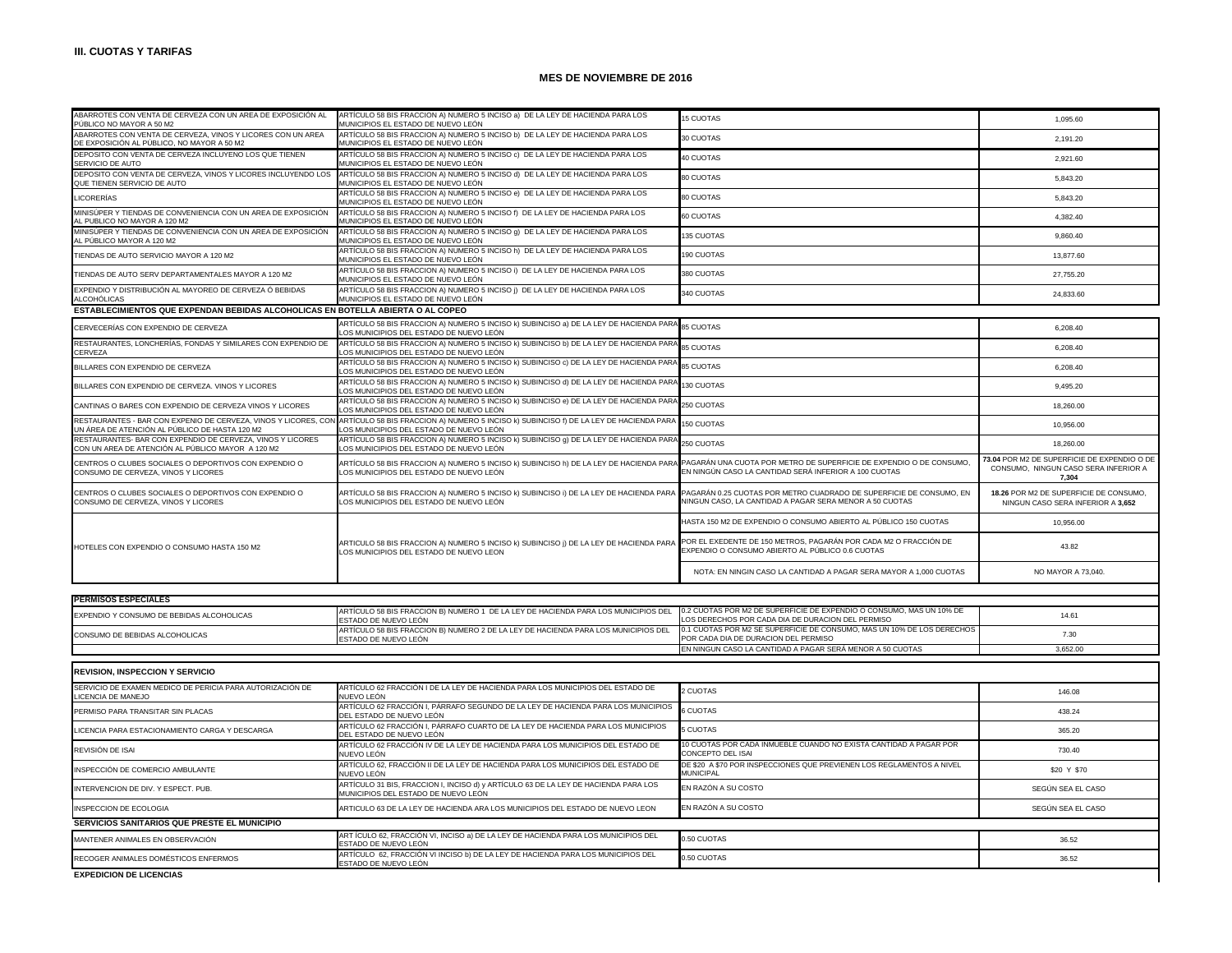### III. CUOTAS Y TARIFAS

#### MES DE NOVIEMBRE DE 2016

| | | | |
|---|---|---|---|
| ABARROTES CON VENTA DE CERVEZA CON UN AREA DE EXPOSICIÓN AL PÚBLICO NO MAYOR A 50 M2 | ARTÍCULO 58 BIS FRACCION A) NUMERO 5 INCISO a) DE LA LEY DE HACIENDA PARA LOS MUNICIPIOS EL ESTADO DE NUEVO LEÓN | 15 CUOTAS | 1,095.60 |
| ABARROTES CON VENTA DE CERVEZA, VINOS Y LICORES CON UN AREA DE EXPOSICIÓN AL PÚBLICO, NO MAYOR A 50 M2 | ARTÍCULO 58 BIS FRACCION A) NUMERO 5 INCISO b) DE LA LEY DE HACIENDA PARA LOS MUNICIPIOS EL ESTADO DE NUEVO LEÓN | 30 CUOTAS | 2,191.20 |
| DEPOSITO CON VENTA DE CERVEZA INCLUYENO LOS QUE TIENEN SERVICIO DE AUTO | ARTÍCULO 58 BIS FRACCION A) NUMERO 5 INCISO c) DE LA LEY DE HACIENDA PARA LOS MUNICIPIOS EL ESTADO DE NUEVO LEÓN | 40 CUOTAS | 2,921.60 |
| DEPOSITO CON VENTA DE CERVEZA, VINOS Y LICORES INCLUYENDO LOS QUE TIENEN SERVICIO DE AUTO | ARTÍCULO 58 BIS FRACCION A) NUMERO 5 INCISO d) DE LA LEY DE HACIENDA PARA LOS MUNICIPIOS EL ESTADO DE NUEVO LEÓN | 80 CUOTAS | 5,843.20 |
| LICORERÍAS | ARTÍCULO 58 BIS FRACCION A) NUMERO 5 INCISO e) DE LA LEY DE HACIENDA PARA LOS MUNICIPIOS EL ESTADO DE NUEVO LEÓN | 80 CUOTAS | 5,843.20 |
| MINISÚPER Y TIENDAS DE CONVENIENCIA CON UN AREA DE EXPOSICIÓN AL PUBLICO NO MAYOR A 120 M2 | ARTÍCULO 58 BIS FRACCION A) NUMERO 5 INCISO f) DE LA LEY DE HACIENDA PARA LOS MUNICIPIOS EL ESTADO DE NUEVO LEÓN | 60 CUOTAS | 4,382.40 |
| MINISÚPER Y TIENDAS DE CONVENIENCIA CON UN AREA DE EXPOSICIÓN AL PÚBLICO MAYOR A 120 M2 | ARTÍCULO 58 BIS FRACCION A) NUMERO 5 INCISO g) DE LA LEY DE HACIENDA PARA LOS MUNICIPIOS EL ESTADO DE NUEVO LEÓN | 135 CUOTAS | 9,860.40 |
| TIENDAS DE AUTO SERVICIO MAYOR A 120 M2 | ARTÍCULO 58 BIS FRACCION A) NUMERO 5 INCISO h) DE LA LEY DE HACIENDA PARA LOS MUNICIPIOS EL ESTADO DE NUEVO LEÓN | 190 CUOTAS | 13,877.60 |
| TIENDAS DE AUTO SERV DEPARTAMENTALES MAYOR A 120 M2 | ARTÍCULO 58 BIS FRACCION A) NUMERO 5 INCISO i) DE LA LEY DE HACIENDA PARA LOS MUNICIPIOS EL ESTADO DE NUEVO LEÓN | 380 CUOTAS | 27,755.20 |
| EXPENDIO Y DISTRIBUCIÓN AL MAYOREO DE CERVEZA Ó BEBIDAS ALCOHÓLICAS | ARTÍCULO 58 BIS FRACCION A) NUMERO 5 INCISO j) DE LA LEY DE HACIENDA PARA LOS MUNICIPIOS EL ESTADO DE NUEVO LEÓN | 340 CUOTAS | 24,833.60 |
| **ESTABLECIMIENTOS QUE EXPENDAN BEBIDAS ALCOHOLICAS EN BOTELLA ABIERTA O AL COPEO** | | | |
| CERVECERÍAS CON EXPENDIO DE CERVEZA | ARTÍCULO 58 BIS FRACCION A) NUMERO 5 INCISO k) SUBINCISO a) DE LA LEY DE HACIENDA PARA LOS MUNICIPIOS DEL ESTADO DE NUEVO LEÓN | 85 CUOTAS | 6,208.40 |
| RESTAURANTES, LONCHERÍAS, FONDAS Y SIMILARES CON EXPENDIO DE CERVEZA | ARTÍCULO 58 BIS FRACCION A) NUMERO 5 INCISO k) SUBINCISO b) DE LA LEY DE HACIENDA PARA LOS MUNICIPIOS DEL ESTADO DE NUEVO LEÓN | 85 CUOTAS | 6,208.40 |
| BILLARES CON EXPENDIO DE CERVEZA | ARTÍCULO 58 BIS FRACCION A) NUMERO 5 INCISO k) SUBINCISO c) DE LA LEY DE HACIENDA PARA LOS MUNICIPIOS DEL ESTADO DE NUEVO LEÓN | 85 CUOTAS | 6,208.40 |
| BILLARES CON EXPENDIO DE CERVEZA. VINOS Y LICORES | ARTÍCULO 58 BIS FRACCION A) NUMERO 5 INCISO k) SUBINCISO d) DE LA LEY DE HACIENDA PARA LOS MUNICIPIOS DEL ESTADO DE NUEVO LEÓN | 130 CUOTAS | 9,495.20 |
| CANTINAS O BARES CON EXPENDIO DE CERVEZA VINOS Y LICORES | ARTÍCULO 58 BIS FRACCION A) NUMERO 5 INCISO k) SUBINCISO e) DE LA LEY DE HACIENDA PARA LOS MUNICIPIOS DEL ESTADO DE NUEVO LEÓN | 250 CUOTAS | 18,260.00 |
| RESTAURANTES - BAR CON EXPENIO DE CERVEZA, VINOS Y LICORES, CON UN ÁREA DE ATENCIÓN AL PÚBLICO DE HASTA 120 M2 | ARTÍCULO 58 BIS FRACCION A) NUMERO 5 INCISO k) SUBINCISO f) DE LA LEY DE HACIENDA PARA LOS MUNICIPIOS DEL ESTADO DE NUEVO LEÓN | 150 CUOTAS | 10,956.00 |
| RESTAURANTES- BAR CON EXPENDIO DE CERVEZA, VINOS Y LICORES CON UN AREA DE ATENCIÓN AL PÚBLICO MAYOR A 120 M2 | ARTÍCULO 58 BIS FRACCION A) NUMERO 5 INCISO k) SUBINCISO g) DE LA LEY DE HACIENDA PARA LOS MUNICIPIOS DEL ESTADO DE NUEVO LEÓN | 250 CUOTAS | 18,260.00 |
| CENTROS O CLUBES SOCIALES O DEPORTIVOS CON EXPENDIO O CONSUMO DE CERVEZA, VINOS Y LICORES | ARTÍCULO 58 BIS FRACCION A) NUMERO 5 INCISO k) SUBINCISO h) DE LA LEY DE HACIENDA PARA LOS MUNICIPIOS DEL ESTADO DE NUEVO LEÓN | PAGARÁN UNA CUOTA POR METRO DE SUPERFICIE DE EXPENDIO O DE CONSUMO, EN NINGÚN CASO LA CANTIDAD SERÁ INFERIOR A 100 CUOTAS | **73.04** POR M2 DE SUPERFICIE DE EXPENDIO O DE CONSUMO, NINGUN CASO SERA INFERIOR A **7,304** |
| CENTROS O CLUBES SOCIALES O DEPORTIVOS CON EXPENDIO O CONSUMO DE CERVEZA, VINOS Y LICORES | ARTÍCULO 58 BIS FRACCION A) NUMERO 5 INCISO k) SUBINCISO i) DE LA LEY DE HACIENDA PARA LOS MUNICIPIOS DEL ESTADO DE NUEVO LEÓN | PAGARÁN 0.25 CUOTAS POR METRO CUADRADO DE SUPERFICIE DE CONSUMO, EN NINGUN CASO, LA CANTIDAD A PAGAR SERA MENOR A 50 CUOTAS | **18.26** POR M2 DE SUPERFICIE DE CONSUMO, NINGUN CASO SERA INFERIOR A **3,652** |
| HOTELES CON EXPENDIO O CONSUMO HASTA 150 M2 | ARTICULO 58 BIS FRACCION A) NUMERO 5 INCISO k) SUBINCISO j) DE LA LEY DE HACIENDA PARA LOS MUNICIPIOS DEL ESTADO DE NUEVO LEON | HASTA 150 M2 DE EXPENDIO O CONSUMO ABIERTO AL PÚBLICO 150 CUOTAS | 10,956.00 |
| | | POR EL EXEDENTE DE 150 METROS, PAGARÁN POR CADA M2 O FRACCIÓN DE EXPENDIO O CONSUMO ABIERTO AL PÚBLICO 0.6 CUOTAS | 43.82 |
| | | NOTA: EN NINGIN CASO LA CANTIDAD A PAGAR SERA MAYOR A 1,000 CUOTAS | NO MAYOR A 73,040. |
| **PERMISOS ESPECIALES** | | | |
| EXPENDIO Y CONSUMO DE BEBIDAS ALCOHOLICAS | ARTÍCULO 58 BIS FRACCION B) NUMERO 1 DE LA LEY DE HACIENDA PARA LOS MUNICIPIOS DEL ESTADO DE NUEVO LEÓN | 0.2 CUOTAS POR M2 DE SUPERFICIE DE EXPENDIO O CONSUMO, MAS UN 10% DE LOS DERECHOS POR CADA DIA DE DURACION DEL PERMISO | 14.61 |
| CONSUMO DE BEBIDAS ALCOHOLICAS | ARTÍCULO 58 BIS FRACCION B) NUMERO 2 DE LA LEY DE HACIENDA PARA LOS MUNICIPIOS DEL ESTADO DE NUEVO LEÓN | 0.1 CUOTAS POR M2 SE SUPERFICIE DE CONSUMO, MAS UN 10% DE LOS DERECHOS POR CADA DIA DE DURACION DEL PERMISO | 7.30 |
| | | EN NINGUN CASO LA CANTIDAD A PAGAR SERÁ MENOR A 50 CUOTAS | 3,652.00 |
| **REVISION, INSPECCION Y SERVICIO** | | | |
| SERVICIO DE EXAMEN MEDICO DE PERICIA PARA AUTORIZACIÓN DE LICENCIA DE MANEJO | ARTÍCULO 62 FRACCIÓN I DE LA LEY DE HACIENDA PARA LOS MUNICIPIOS DEL ESTADO DE NUEVO LEÓN | 2 CUOTAS | 146.08 |
| PERMISO PARA TRANSITAR SIN PLACAS | ARTÍCULO 62 FRACCIÓN I, PÁRRAFO SEGUNDO DE LA LEY DE HACIENDA PARA LOS MUNICIPIOS DEL ESTADO DE NUEVO LEÓN | 6 CUOTAS | 438.24 |
| LICENCIA PARA ESTACIONAMIENTO CARGA Y DESCARGA | ARTÍCULO 62 FRACCIÓN I, PÁRRAFO CUARTO DE LA LEY DE HACIENDA PARA LOS MUNICIPIOS DEL ESTADO DE NUEVO LEÓN | 5 CUOTAS | 365.20 |
| REVISIÓN DE ISAI | ARTÍCULO 62 FRACCIÓN IV DE LA LEY DE HACIENDA PARA LOS MUNICIPIOS DEL ESTADO DE NUEVO LEÓN | 10 CUOTAS POR CADA INMUEBLE CUANDO NO EXISTA CANTIDAD A PAGAR POR CONCEPTO DEL ISAI | 730.40 |
| INSPECCIÓN DE COMERCIO AMBULANTE | ARTÍCULO 62, FRACCIÓN II DE LA LEY DE HACIENDA PARA LOS MUNICIPIOS DEL ESTADO DE NUEVO LEÓN | DE $20 A $70 POR INSPECCIONES QUE PREVIENEN LOS REGLAMENTOS A NIVEL MUNICIPAL | $20 Y $70 |
| INTERVENCION DE DIV. Y ESPECT. PUB. | ARTÍCULO 31 BIS, FRACCION I, INCISO d) y ARTÍCULO 63 DE LA LEY DE HACIENDA PARA LOS MUNICIPIOS DEL ESTADO DE NUEVO LEÓN | EN RAZÓN A SU COSTO | SEGÚN SEA EL CASO |
| INSPECCION DE ECOLOGIA | ARTICULO 63 DE LA LEY DE HACIENDA ARA LOS MUNICIPIOS DEL ESTADO DE NUEVO LEON | EN RAZÓN A SU COSTO | SEGÚN SEA EL CASO |
| **SERVICIOS SANITARIOS QUE PRESTE EL MUNICIPIO** | | | |
| MANTENER ANIMALES EN OBSERVACIÓN | ARTÍCULO 62, FRACCIÓN VI, INCISO a) DE LA LEY DE HACIENDA PARA LOS MUNICIPIOS DEL ESTADO DE NUEVO LEÓN | 0.50 CUOTAS | 36.52 |
| RECOGER ANIMALES DOMÉSTICOS ENFERMOS | ARTÍCULO 62, FRACCIÓN VI INCISO b) DE LA LEY DE HACIENDA PARA LOS MUNICIPIOS DEL ESTADO DE NUEVO LEÓN | 0.50 CUOTAS | 36.52 |
| **EXPEDICION DE LICENCIAS** | | | |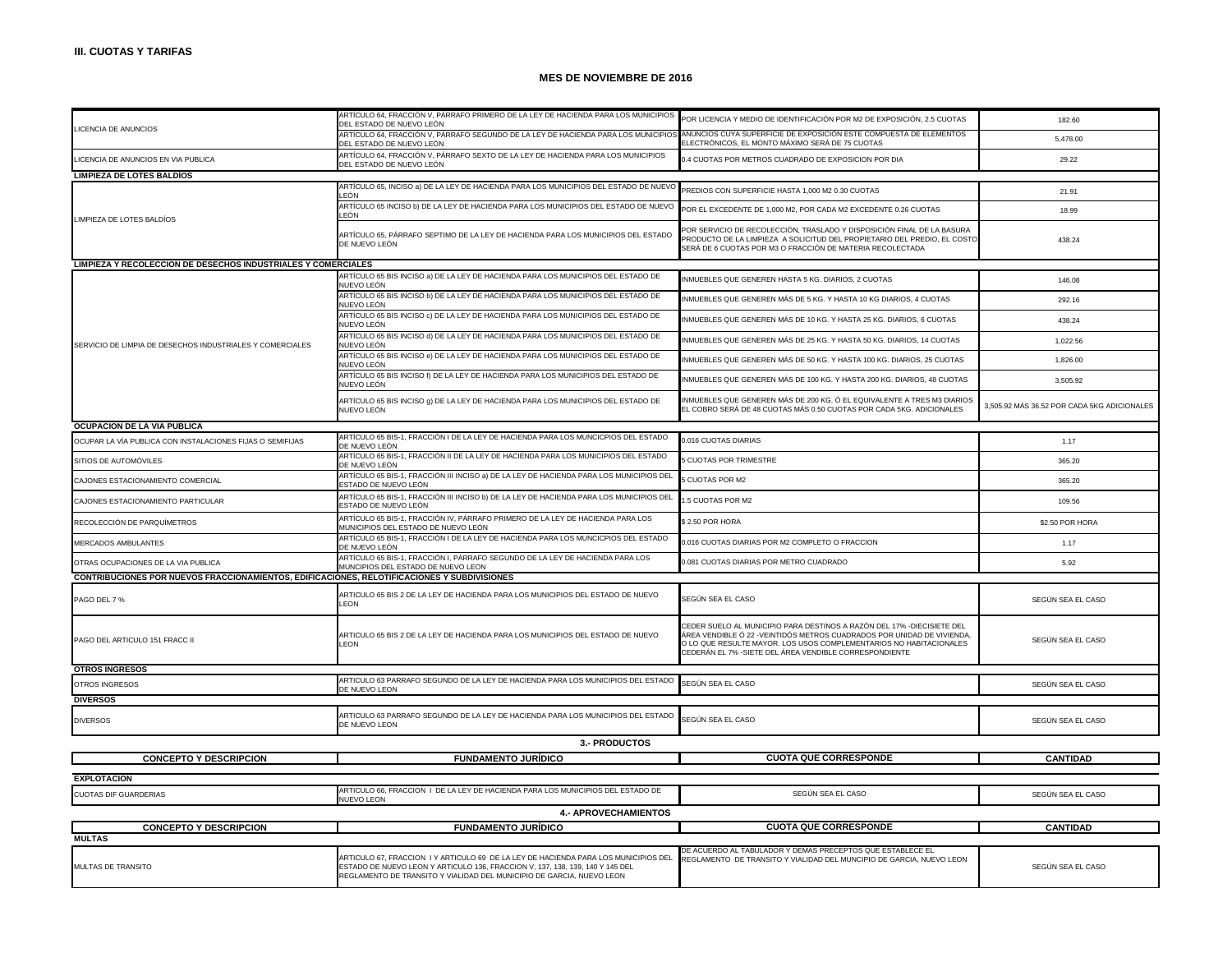**III. CUOTAS Y TARIFAS**

**MES DE NOVIEMBRE DE 2016**

| | | | |
|---|---|---|---|
| LICENCIA DE ANUNCIOS | ARTÍCULO 64, FRACCIÓN V, PÁRRAFO PRIMERO DE LA LEY DE HACIENDA PARA LOS MUNICIPIOS DEL ESTADO DE NUEVO LEÓN | POR LICENCIA Y MEDIO DE IDENTIFICACIÓN POR M2 DE EXPOSICIÓN, 2.5 CUOTAS | 182.60 |
| | ARTÍCULO 64, FRACCIÓN V, PÁRRAFO SEGUNDO DE LA LEY DE HACIENDA PARA LOS MUNICIPIOS DEL ESTADO DE NUEVO LEÓN | ANUNCIOS CUYA SUPERFICIE DE EXPOSICIÓN ESTE COMPUESTA DE ELEMENTOS ELECTRÓNICOS, EL MONTO MÁXIMO SERÁ DE 75 CUOTAS | 5,478.00 |
| LICENCIA DE ANUNCIOS EN VIA PUBLICA | ARTÍCULO 64, FRACCIÓN V, PÁRRAFO SEXTO DE LA LEY DE HACIENDA PARA LOS MUNICIPIOS DEL ESTADO DE NUEVO LEÓN | 0.4 CUOTAS POR METROS CUADRADO DE EXPOSICION POR DIA | 29.22 |
| **LIMPIEZA DE LOTES BALDÍOS** | | | |
| LIMPIEZA DE LOTES BALDÍOS | ARTÍCULO 65, INCISO a) DE LA LEY DE HACIENDA PARA LOS MUNICIPIOS DEL ESTADO DE NUEVO LEÓN | PREDIOS CON SUPERFICIE HASTA 1,000 M2 0.30 CUOTAS | 21.91 |
| | ARTÍCULO 65 INCISO b) DE LA LEY DE HACIENDA PARA LOS MUNICIPIOS DEL ESTADO DE NUEVO LEÓN | POR EL EXCEDENTE DE 1,000 M2, POR CADA M2 EXCEDENTE 0.26 CUOTAS | 18.99 |
| | ARTÍCULO 65, PÁRRAFO SEPTIMO DE LA LEY DE HACIENDA PARA LOS MUNICIPIOS DEL ESTADO DE NUEVO LEÓN | POR SERVICIO DE RECOLECCIÓN, TRASLADO Y DISPOSICIÓN FINAL DE LA BASURA PRODUCTO DE LA LIMPIEZA A SOLICITUD DEL PROPIETARIO DEL PREDIO, EL COSTO SERÁ DE 6 CUOTAS POR M3 O FRACCIÓN DE MATERIA RECOLECTADA | 438.24 |
| **LIMPIEZA Y RECOLECCION DE DESECHOS INDUSTRIALES Y COMERCIALES** | | | |
| SERVICIO DE LIMPIA DE DESECHOS INDUSTRIALES Y COMERCIALES | ARTÍCULO 65 BIS INCISO a) DE LA LEY DE HACIENDA PARA LOS MUNICIPIOS DEL ESTADO DE NUEVO LEÓN | INMUEBLES QUE GENEREN HASTA 5 KG. DIARIOS, 2 CUOTAS | 146.08 |
| | ARTÍCULO 65 BIS INCISO b) DE LA LEY DE HACIENDA PARA LOS MUNICIPIOS DEL ESTADO DE NUEVO LEÓN | INMUEBLES QUE GENEREN MÁS DE 5 KG. Y HASTA 10 KG DIARIOS, 4 CUOTAS | 292.16 |
| | ARTÍCULO 65 BIS INCISO c) DE LA LEY DE HACIENDA PARA LOS MUNICIPIOS DEL ESTADO DE NUEVO LEÓN | INMUEBLES QUE GENEREN MÁS DE 10 KG. Y HASTA 25 KG. DIARIOS, 6 CUOTAS | 438.24 |
| | ARTÍCULO 65 BIS INCISO d) DE LA LEY DE HACIENDA PARA LOS MUNICIPIOS DEL ESTADO DE NUEVO LEÓN | INMUEBLES QUE GENEREN MÁS DE 25 KG. Y HASTA 50 KG. DIARIOS, 14 CUOTAS | 1,022.56 |
| | ARTÍCULO 65 BIS INCISO e) DE LA LEY DE HACIENDA PARA LOS MUNICIPIOS DEL ESTADO DE NUEVO LEÓN | INMUEBLES QUE GENEREN MÁS DE 50 KG. Y HASTA 100 KG. DIARIOS, 25 CUOTAS | 1,826.00 |
| | ARTÍCULO 65 BIS INCISO f) DE LA LEY DE HACIENDA PARA LOS MUNICIPIOS DEL ESTADO DE NUEVO LEÓN | INMUEBLES QUE GENEREN MÁS DE 100 KG. Y HASTA 200 KG. DIARIOS, 48 CUOTAS | 3,505.92 |
| | ARTÍCULO 65 BIS INCISO g) DE LA LEY DE HACIENDA PARA LOS MUNICIPIOS DEL ESTADO DE NUEVO LEÓN | INMUEBLES QUE GENEREN MÁS DE 200 KG. Ó EL EQUIVALENTE A TRES M3 DIARIOS EL COBRO SERÁ DE 48 CUOTAS MÁS 0.50 CUOTAS POR CADA 5KG. ADICIONALES | 3,505.92 MÁS 36.52 POR CADA 5KG ADICIONALES |
| **OCUPACION DE LA VIA PUBLICA** | | | |
| OCUPAR LA VÍA PUBLICA CON INSTALACIONES FIJAS O SEMIFIJAS | ARTÍCULO 65 BIS-1, FRACCIÓN I DE LA LEY DE HACIENDA PARA LOS MUNCICPIOS DEL ESTADO DE NUEVO LEÓN | 0.016 CUOTAS DIARIAS | 1.17 |
| SITIOS DE AUTOMÓVILES | ARTÍCULO 65 BIS-1, FRACCIÓN II DE LA LEY DE HACIENDA PARA LOS MUNICIPIOS DEL ESTADO DE NUEVO LEÓN | 5 CUOTAS POR TRIMESTRE | 365.20 |
| CAJONES ESTACIONAMIENTO COMERCIAL | ARTÍCULO 65 BIS-1, FRACCIÓN III INCISO a) DE LA LEY DE HACIENDA PARA LOS MUNICIPIOS DEL ESTADO DE NUEVO LEÓN | 5 CUOTAS POR M2 | 365.20 |
| CAJONES ESTACIONAMIENTO PARTICULAR | ARTÍCULO 65 BIS-1, FRACCIÓN III INCISO b) DE LA LEY DE HACIENDA PARA LOS MUNICIPIOS DEL ESTADO DE NUEVO LEÓN | 1.5 CUOTAS POR M2 | 109.56 |
| RECOLECCIÓN DE PARQUÍMETROS | ARTÍCULO 65 BIS-1, FRACCIÓN IV, PÁRRAFO PRIMERO DE LA LEY DE HACIENDA PARA LOS MUNICIPIOS DEL ESTADO DE NUEVO LEÓN | $ 2.50 POR HORA | $2.50 POR HORA |
| MERCADOS AMBULANTES | ARTÍCULO 65 BIS-1, FRACCIÓN I DE LA LEY DE HACIENDA PARA LOS MUNCICPIOS DEL ESTADO DE NUEVO LEÓN | 0.016 CUOTAS DIARIAS POR M2 COMPLETO O FRACCION | 1.17 |
| OTRAS OCUPACIONES DE LA VIA PUBLICA | ARTÍCULO 65 BIS-1, FRACCIÓN I, PÁRRAFO SEGUNDO DE LA LEY DE HACIENDA PARA LOS MUNCIPIOS DEL ESTADO DE NUEVO LEON | 0.081 CUOTAS DIARIAS POR METRO CUADRADO | 5.92 |
| **CONTRIBUCIONES POR NUEVOS FRACCIONAMIENTOS, EDIFICACIONES, RELOTIFICACIONES Y SUBDIVISIONES** | | | |
| PAGO DEL 7 % | ARTICULO 65 BIS 2 DE LA LEY DE HACIENDA PARA LOS MUNICIPIOS DEL ESTADO DE NUEVO LEON | SEGÚN SEA EL CASO | SEGÚN SEA EL CASO |
| PAGO DEL ARTICULO 151 FRACC II | ARTICULO 65 BIS 2 DE LA LEY DE HACIENDA PARA LOS MUNICIPIOS DEL ESTADO DE NUEVO LEON | CEDER SUELO AL MUNICIPIO PARA DESTINOS A RAZÓN DEL 17% -DIECISIETE DEL ÁREA VENDIBLE Ó 22 -VEINTIDÓS METROS CUADRADOS POR UNIDAD DE VIVIENDA, O LO QUE RESULTE MAYOR. LOS USOS COMPLEMENTARIOS NO HABITACIONALES CEDERÁN EL 7% -SIETE DEL ÁREA VENDIBLE CORRESPONDIENTE | SEGÚN SEA EL CASO |
| **OTROS INGRESOS** | | | |
| OTROS INGRESOS | ARTICULO 63 PARRAFO SEGUNDO DE LA LEY DE HACIENDA PARA LOS MUNICIPIOS DEL ESTADO DE NUEVO LEON | SEGÚN SEA EL CASO | SEGÚN SEA EL CASO |
| **DIVERSOS** | | | |
| DIVERSOS | ARTICULO 63 PARRAFO SEGUNDO DE LA LEY DE HACIENDA PARA LOS MUNICIPIOS DEL ESTADO DE NUEVO LEON | SEGÚN SEA EL CASO | SEGÚN SEA EL CASO |

**3.- PRODUCTOS**

| CONCEPTO Y DESCRIPCION | FUNDAMENTO JURÍDICO | CUOTA QUE CORRESPONDE | CANTIDAD |
|---|---|---|---|
| **EXPLOTACION** | | | |
| CUOTAS DIF GUARDERIAS | ARTICULO 66, FRACCION I DE LA LEY DE HACIENDA PARA LOS MUNICIPIOS DEL ESTADO DE NUEVO LEON | SEGÚN SEA EL CASO | SEGÚN SEA EL CASO |

**4.- APROVECHAMIENTOS**

| CONCEPTO Y DESCRIPCION | FUNDAMENTO JURÍDICO | CUOTA QUE CORRESPONDE | CANTIDAD |
|---|---|---|---|
| **MULTAS** | | | |
| MULTAS DE TRANSITO | ARTICULO 67, FRACCION I Y ARTICULO 69 DE LA LEY DE HACIENDA PARA LOS MUNICIPIOS DEL ESTADO DE NUEVO LEON Y ARTICULO 136, FRACCION V, 137, 138, 139, 140 Y 145 DEL REGLAMENTO DE TRANSITO Y VIALIDAD DEL MUNICIPIO DE GARCIA, NUEVO LEON | DE ACUERDO AL TABULADOR Y DEMAS PRECEPTOS QUE ESTABLECE EL REGLAMENTO DE TRANSITO Y VIALIDAD DEL MUNCIPIO DE GARCIA, NUEVO LEON | SEGÚN SEA EL CASO |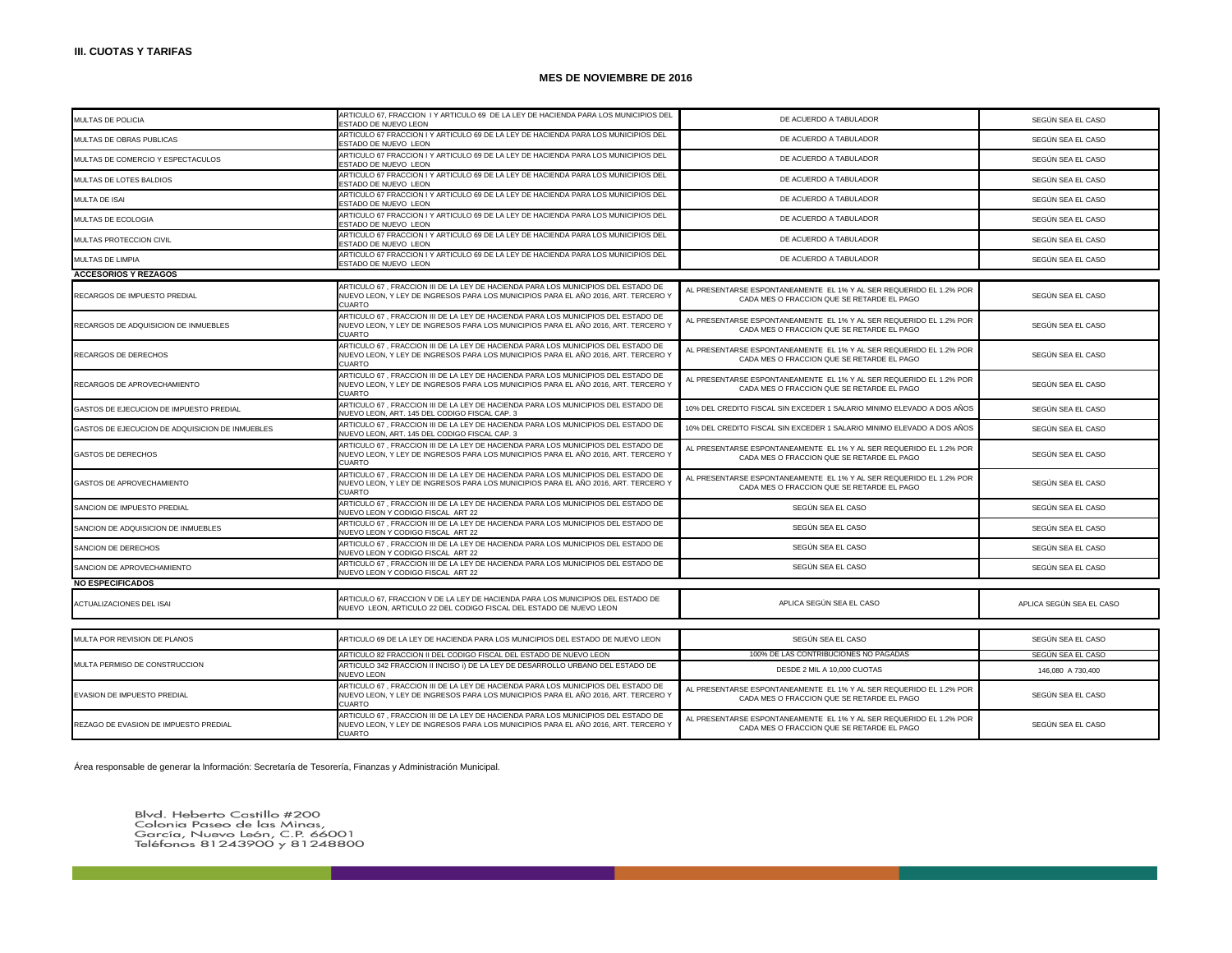### III. CUOTAS Y TARIFAS

**MES DE NOVIEMBRE DE 2016**

| | | | |
|---|---|---|---|
| MULTAS DE POLICIA | ARTICULO 67, FRACCION I Y ARTICULO 69 DE LA LEY DE HACIENDA PARA LOS MUNICIPIOS DEL ESTADO DE NUEVO LEON | DE ACUERDO A TABULADOR | SEGÚN SEA EL CASO |
| MULTAS DE OBRAS PUBLICAS | ARTICULO 67 FRACCION I Y ARTICULO 69 DE LA LEY DE HACIENDA PARA LOS MUNICIPIOS DEL ESTADO DE NUEVO LEON | DE ACUERDO A TABULADOR | SEGÚN SEA EL CASO |
| MULTAS DE COMERCIO Y ESPECTACULOS | ARTICULO 67 FRACCION I Y ARTICULO 69 DE LA LEY DE HACIENDA PARA LOS MUNICIPIOS DEL ESTADO DE NUEVO LEON | DE ACUERDO A TABULADOR | SEGÚN SEA EL CASO |
| MULTAS DE LOTES BALDIOS | ARTICULO 67 FRACCION I Y ARTICULO 69 DE LA LEY DE HACIENDA PARA LOS MUNICIPIOS DEL ESTADO DE NUEVO LEON | DE ACUERDO A TABULADOR | SEGÚN SEA EL CASO |
| MULTA DE ISAI | ARTICULO 67 FRACCION I Y ARTICULO 69 DE LA LEY DE HACIENDA PARA LOS MUNICIPIOS DEL ESTADO DE NUEVO LEON | DE ACUERDO A TABULADOR | SEGÚN SEA EL CASO |
| MULTAS DE ECOLOGIA | ARTICULO 67 FRACCION I Y ARTICULO 69 DE LA LEY DE HACIENDA PARA LOS MUNICIPIOS DEL ESTADO DE NUEVO LEON | DE ACUERDO A TABULADOR | SEGÚN SEA EL CASO |
| MULTAS PROTECCION CIVIL | ARTICULO 67 FRACCION I Y ARTICULO 69 DE LA LEY DE HACIENDA PARA LOS MUNICIPIOS DEL ESTADO DE NUEVO LEON | DE ACUERDO A TABULADOR | SEGÚN SEA EL CASO |
| MULTAS DE LIMPIA | ARTICULO 67 FRACCION I Y ARTICULO 69 DE LA LEY DE HACIENDA PARA LOS MUNICIPIOS DEL ESTADO DE NUEVO LEON | DE ACUERDO A TABULADOR | SEGÚN SEA EL CASO |
| **ACCESORIOS Y REZAGOS** | | | |
| RECARGOS DE IMPUESTO PREDIAL | ARTICULO 67 , FRACCION III DE LA LEY DE HACIENDA PARA LOS MUNICIPIOS DEL ESTADO DE NUEVO LEON, Y LEY DE INGRESOS PARA LOS MUNICIPIOS PARA EL AÑO 2016, ART. TERCERO Y CUARTO | AL PRESENTARSE ESPONTANEAMENTE EL 1% Y AL SER REQUERIDO EL 1.2% POR CADA MES O FRACCION QUE SE RETARDE EL PAGO | SEGÚN SEA EL CASO |
| RECARGOS DE ADQUISICION DE INMUEBLES | ARTICULO 67 , FRACCION III DE LA LEY DE HACIENDA PARA LOS MUNICIPIOS DEL ESTADO DE NUEVO LEON, Y LEY DE INGRESOS PARA LOS MUNICIPIOS PARA EL AÑO 2016, ART. TERCERO Y CUARTO | AL PRESENTARSE ESPONTANEAMENTE EL 1% Y AL SER REQUERIDO EL 1.2% POR CADA MES O FRACCION QUE SE RETARDE EL PAGO | SEGÚN SEA EL CASO |
| RECARGOS DE DERECHOS | ARTICULO 67 , FRACCION III DE LA LEY DE HACIENDA PARA LOS MUNICIPIOS DEL ESTADO DE NUEVO LEON, Y LEY DE INGRESOS PARA LOS MUNICIPIOS PARA EL AÑO 2016, ART. TERCERO Y CUARTO | AL PRESENTARSE ESPONTANEAMENTE EL 1% Y AL SER REQUERIDO EL 1.2% POR CADA MES O FRACCION QUE SE RETARDE EL PAGO | SEGÚN SEA EL CASO |
| RECARGOS DE APROVECHAMIENTO | ARTICULO 67 , FRACCION III DE LA LEY DE HACIENDA PARA LOS MUNICIPIOS DEL ESTADO DE NUEVO LEON, Y LEY DE INGRESOS PARA LOS MUNICIPIOS PARA EL AÑO 2016, ART. TERCERO Y CUARTO | AL PRESENTARSE ESPONTANEAMENTE EL 1% Y AL SER REQUERIDO EL 1.2% POR CADA MES O FRACCION QUE SE RETARDE EL PAGO | SEGÚN SEA EL CASO |
| GASTOS DE EJECUCION DE IMPUESTO PREDIAL | ARTICULO 67 , FRACCION III DE LA LEY DE HACIENDA PARA LOS MUNICIPIOS DEL ESTADO DE NUEVO LEON, ART. 145 DEL CODIGO FISCAL CAP. 3 | 10% DEL CREDITO FISCAL SIN EXCEDER 1 SALARIO MINIMO ELEVADO A DOS AÑOS | SEGÚN SEA EL CASO |
| GASTOS DE EJECUCION DE ADQUISICION DE INMUEBLES | ARTICULO 67 , FRACCION III DE LA LEY DE HACIENDA PARA LOS MUNICIPIOS DEL ESTADO DE NUEVO LEON, ART. 145 DEL CODIGO FISCAL CAP. 3 | 10% DEL CREDITO FISCAL SIN EXCEDER 1 SALARIO MINIMO ELEVADO A DOS AÑOS | SEGÚN SEA EL CASO |
| GASTOS DE DERECHOS | ARTICULO 67 , FRACCION III DE LA LEY DE HACIENDA PARA LOS MUNICIPIOS DEL ESTADO DE NUEVO LEON, Y LEY DE INGRESOS PARA LOS MUNICIPIOS PARA EL AÑO 2016, ART. TERCERO Y CUARTO | AL PRESENTARSE ESPONTANEAMENTE EL 1% Y AL SER REQUERIDO EL 1.2% POR CADA MES O FRACCION QUE SE RETARDE EL PAGO | SEGÚN SEA EL CASO |
| GASTOS DE APROVECHAMIENTO | ARTICULO 67 , FRACCION III DE LA LEY DE HACIENDA PARA LOS MUNICIPIOS DEL ESTADO DE NUEVO LEON, Y LEY DE INGRESOS PARA LOS MUNICIPIOS PARA EL AÑO 2016, ART. TERCERO Y CUARTO | AL PRESENTARSE ESPONTANEAMENTE EL 1% Y AL SER REQUERIDO EL 1.2% POR CADA MES O FRACCION QUE SE RETARDE EL PAGO | SEGÚN SEA EL CASO |
| SANCION DE IMPUESTO PREDIAL | ARTICULO 67 , FRACCION III DE LA LEY DE HACIENDA PARA LOS MUNICIPIOS DEL ESTADO DE NUEVO LEON Y CODIGO FISCAL ART 22 | SEGÚN SEA EL CASO | SEGÚN SEA EL CASO |
| SANCION DE ADQUISICION DE INMUEBLES | ARTICULO 67 , FRACCION III DE LA LEY DE HACIENDA PARA LOS MUNICIPIOS DEL ESTADO DE NUEVO LEON Y CODIGO FISCAL ART 22 | SEGÚN SEA EL CASO | SEGÚN SEA EL CASO |
| SANCION DE DERECHOS | ARTICULO 67 , FRACCION III DE LA LEY DE HACIENDA PARA LOS MUNICIPIOS DEL ESTADO DE NUEVO LEON Y CODIGO FISCAL ART 22 | SEGÚN SEA EL CASO | SEGÚN SEA EL CASO |
| SANCION DE APROVECHAMIENTO | ARTICULO 67 , FRACCION III DE LA LEY DE HACIENDA PARA LOS MUNICIPIOS DEL ESTADO DE NUEVO LEON Y CODIGO FISCAL ART 22 | SEGÚN SEA EL CASO | SEGÚN SEA EL CASO |
| **NO ESPECIFICADOS** | | | |
| ACTUALIZACIONES DEL ISAI | ARTICULO 67, FRACCION V DE LA LEY DE HACIENDA PARA LOS MUNICIPIOS DEL ESTADO DE NUEVO LEON, ARTICULO 22 DEL CODIGO FISCAL DEL ESTADO DE NUEVO LEON | APLICA SEGÚN SEA EL CASO | APLICA SEGÚN SEA EL CASO |
| MULTA POR REVISION DE PLANOS | ARTICULO 69 DE LA LEY DE HACIENDA PARA LOS MUNICIPIOS DEL ESTADO DE NUEVO LEON | SEGÚN SEA EL CASO | SEGÚN SEA EL CASO |
| MULTA PERMISO DE CONSTRUCCION | ARTICULO 82 FRACCION II DEL CODIGO FISCAL DEL ESTADO DE NUEVO LEON | 100% DE LAS CONTRIBUCIONES NO PAGADAS | SEGÚN SEA EL CASO |
| | ARTICULO 342 FRACCION II INCISO i) DE LA LEY DE DESARROLLO URBANO DEL ESTADO DE NUEVO LEON | DESDE 2 MIL A 10,000 CUOTAS | 146,080 A 730,400 |
| EVASION DE IMPUESTO PREDIAL | ARTICULO 67 , FRACCION III DE LA LEY DE HACIENDA PARA LOS MUNICIPIOS DEL ESTADO DE NUEVO LEON, Y LEY DE INGRESOS PARA LOS MUNICIPIOS PARA EL AÑO 2016, ART. TERCERO Y CUARTO | AL PRESENTARSE ESPONTANEAMENTE EL 1% Y AL SER REQUERIDO EL 1.2% POR CADA MES O FRACCION QUE SE RETARDE EL PAGO | SEGÚN SEA EL CASO |
| REZAGO DE EVASION DE IMPUESTO PREDIAL | ARTICULO 67 , FRACCION III DE LA LEY DE HACIENDA PARA LOS MUNICIPIOS DEL ESTADO DE NUEVO LEON, Y LEY DE INGRESOS PARA LOS MUNICIPIOS PARA EL AÑO 2016, ART. TERCERO Y CUARTO | AL PRESENTARSE ESPONTANEAMENTE EL 1% Y AL SER REQUERIDO EL 1.2% POR CADA MES O FRACCION QUE SE RETARDE EL PAGO | SEGÚN SEA EL CASO |

Área responsable de generar la Información: Secretaría de Tesorería, Finanzas y Administración Municipal.

Blvd. Heberto Castillo #200
Colonia Paseo de las Minas,
García, Nuevo León, C.P. 66001
Teléfonos 81243900 y 81248800